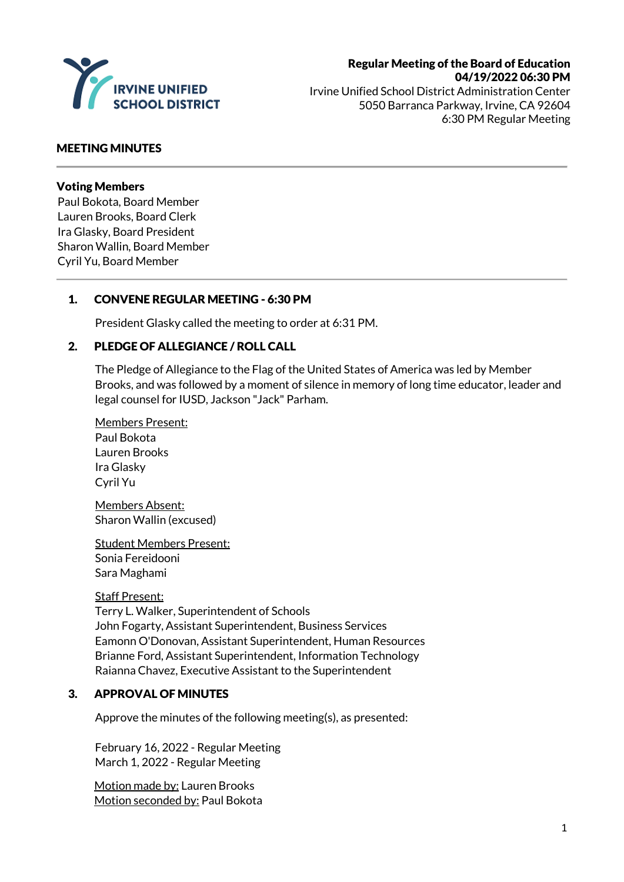IRVINE UNIFIED SCHOOL DISTRICT

**Regular Meeting of the Board of Education**
**04/19/2022 06:30 PM**
Irvine Unified School District Administration Center
5050 Barranca Parkway, Irvine, CA 92604
6:30 PM Regular Meeting

**MEETING MINUTES**

---

**Voting Members**
Paul Bokota, Board Member
Lauren Brooks, Board Clerk
Ira Glasky, Board President
Sharon Wallin, Board Member
Cyril Yu, Board Member

---

## 1. CONVENE REGULAR MEETING - 6:30 PM

President Glasky called the meeting to order at 6:31 PM.

## 2. PLEDGE OF ALLEGIANCE / ROLL CALL

The Pledge of Allegiance to the Flag of the United States of America was led by Member Brooks, and was followed by a moment of silence in memory of long time educator, leader and legal counsel for IUSD, Jackson "Jack" Parham.

Members Present:
Paul Bokota
Lauren Brooks
Ira Glasky
Cyril Yu

Members Absent:
Sharon Wallin (excused)

Student Members Present:
Sonia Fereidooni
Sara Maghami

Staff Present:
Terry L. Walker, Superintendent of Schools
John Fogarty, Assistant Superintendent, Business Services
Eamonn O'Donovan, Assistant Superintendent, Human Resources
Brianne Ford, Assistant Superintendent, Information Technology
Raianna Chavez, Executive Assistant to the Superintendent

## 3. APPROVAL OF MINUTES

Approve the minutes of the following meeting(s), as presented:

February 16, 2022 - Regular Meeting
March 1, 2022 - Regular Meeting

Motion made by: Lauren Brooks
Motion seconded by: Paul Bokota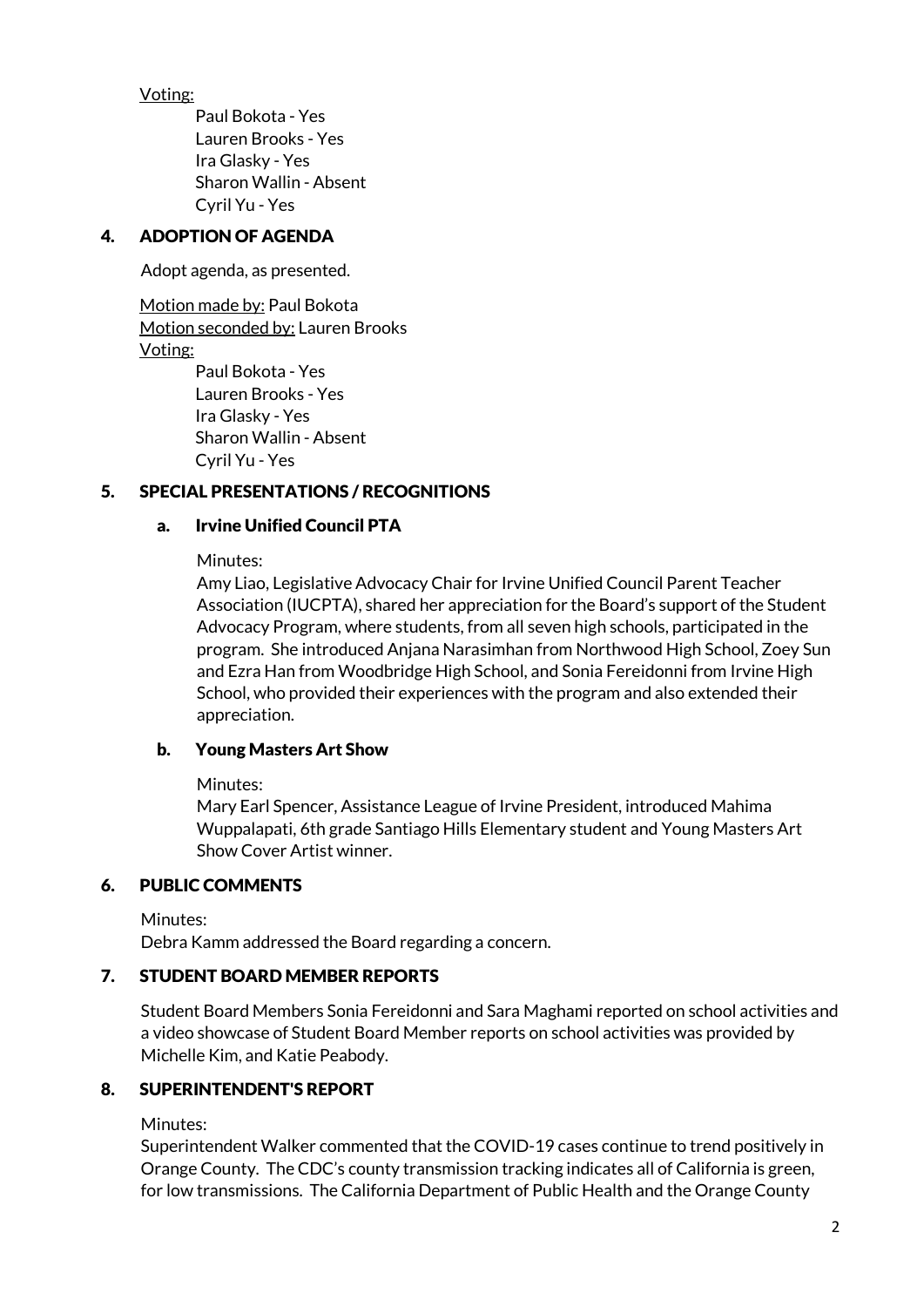Voting:

- Paul Bokota - Yes
- Lauren Brooks - Yes
- Ira Glasky - Yes
- Sharon Wallin - Absent
- Cyril Yu - Yes

## 4. ADOPTION OF AGENDA

Adopt agenda, as presented.

Motion made by: Paul Bokota
Motion seconded by: Lauren Brooks
Voting:

- Paul Bokota - Yes
- Lauren Brooks - Yes
- Ira Glasky - Yes
- Sharon Wallin - Absent
- Cyril Yu - Yes

## 5. SPECIAL PRESENTATIONS / RECOGNITIONS

### a. Irvine Unified Council PTA

Minutes:
Amy Liao, Legislative Advocacy Chair for Irvine Unified Council Parent Teacher Association (IUCPTA), shared her appreciation for the Board's support of the Student Advocacy Program, where students, from all seven high schools, participated in the program. She introduced Anjana Narasimhan from Northwood High School, Zoey Sun and Ezra Han from Woodbridge High School, and Sonia Fereidonni from Irvine High School, who provided their experiences with the program and also extended their appreciation.

### b. Young Masters Art Show

Minutes:
Mary Earl Spencer, Assistance League of Irvine President, introduced Mahima Wuppalapati, 6th grade Santiago Hills Elementary student and Young Masters Art Show Cover Artist winner.

## 6. PUBLIC COMMENTS

Minutes:
Debra Kamm addressed the Board regarding a concern.

## 7. STUDENT BOARD MEMBER REPORTS

Student Board Members Sonia Fereidonni and Sara Maghami reported on school activities and a video showcase of Student Board Member reports on school activities was provided by Michelle Kim, and Katie Peabody.

## 8. SUPERINTENDENT'S REPORT

Minutes:
Superintendent Walker commented that the COVID-19 cases continue to trend positively in Orange County. The CDC's county transmission tracking indicates all of California is green, for low transmissions. The California Department of Public Health and the Orange County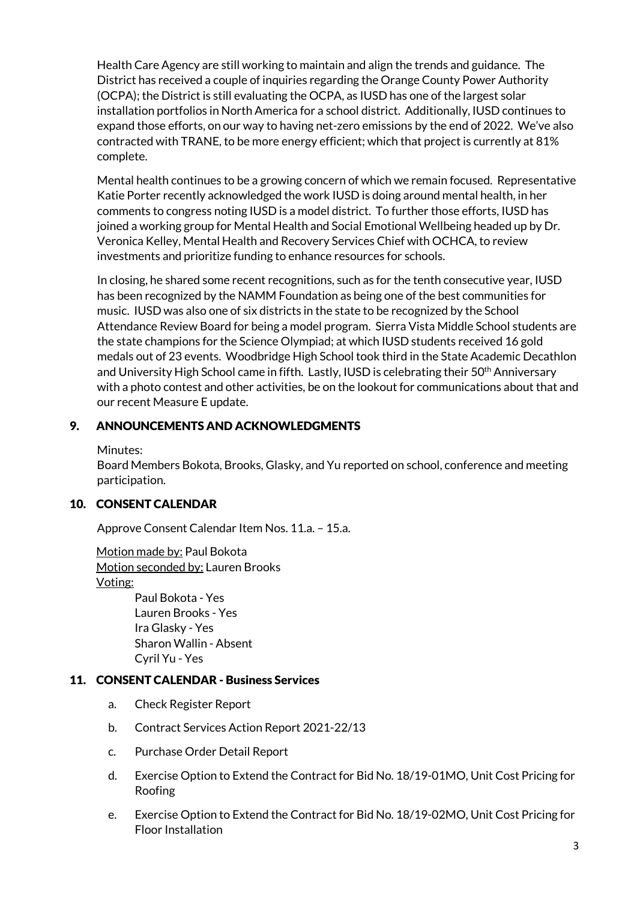Health Care Agency are still working to maintain and align the trends and guidance. The District has received a couple of inquiries regarding the Orange County Power Authority (OCPA); the District is still evaluating the OCPA, as IUSD has one of the largest solar installation portfolios in North America for a school district. Additionally, IUSD continues to expand those efforts, on our way to having net-zero emissions by the end of 2022. We've also contracted with TRANE, to be more energy efficient; which that project is currently at 81% complete.

Mental health continues to be a growing concern of which we remain focused. Representative Katie Porter recently acknowledged the work IUSD is doing around mental health, in her comments to congress noting IUSD is a model district. To further those efforts, IUSD has joined a working group for Mental Health and Social Emotional Wellbeing headed up by Dr. Veronica Kelley, Mental Health and Recovery Services Chief with OCHCA, to review investments and prioritize funding to enhance resources for schools.

In closing, he shared some recent recognitions, such as for the tenth consecutive year, IUSD has been recognized by the NAMM Foundation as being one of the best communities for music. IUSD was also one of six districts in the state to be recognized by the School Attendance Review Board for being a model program. Sierra Vista Middle School students are the state champions for the Science Olympiad; at which IUSD students received 16 gold medals out of 23 events. Woodbridge High School took third in the State Academic Decathlon and University High School came in fifth. Lastly, IUSD is celebrating their 50th Anniversary with a photo contest and other activities, be on the lookout for communications about that and our recent Measure E update.

## 9. ANNOUNCEMENTS AND ACKNOWLEDGMENTS

Minutes:
Board Members Bokota, Brooks, Glasky, and Yu reported on school, conference and meeting participation.

## 10. CONSENT CALENDAR

Approve Consent Calendar Item Nos. 11.a. – 15.a.

Motion made by: Paul Bokota
Motion seconded by: Lauren Brooks
Voting:

Paul Bokota - Yes
Lauren Brooks - Yes
Ira Glasky - Yes
Sharon Wallin - Absent
Cyril Yu - Yes

## 11. CONSENT CALENDAR - Business Services

a. Check Register Report

b. Contract Services Action Report 2021-22/13

c. Purchase Order Detail Report

d. Exercise Option to Extend the Contract for Bid No. 18/19-01MO, Unit Cost Pricing for Roofing

e. Exercise Option to Extend the Contract for Bid No. 18/19-02MO, Unit Cost Pricing for Floor Installation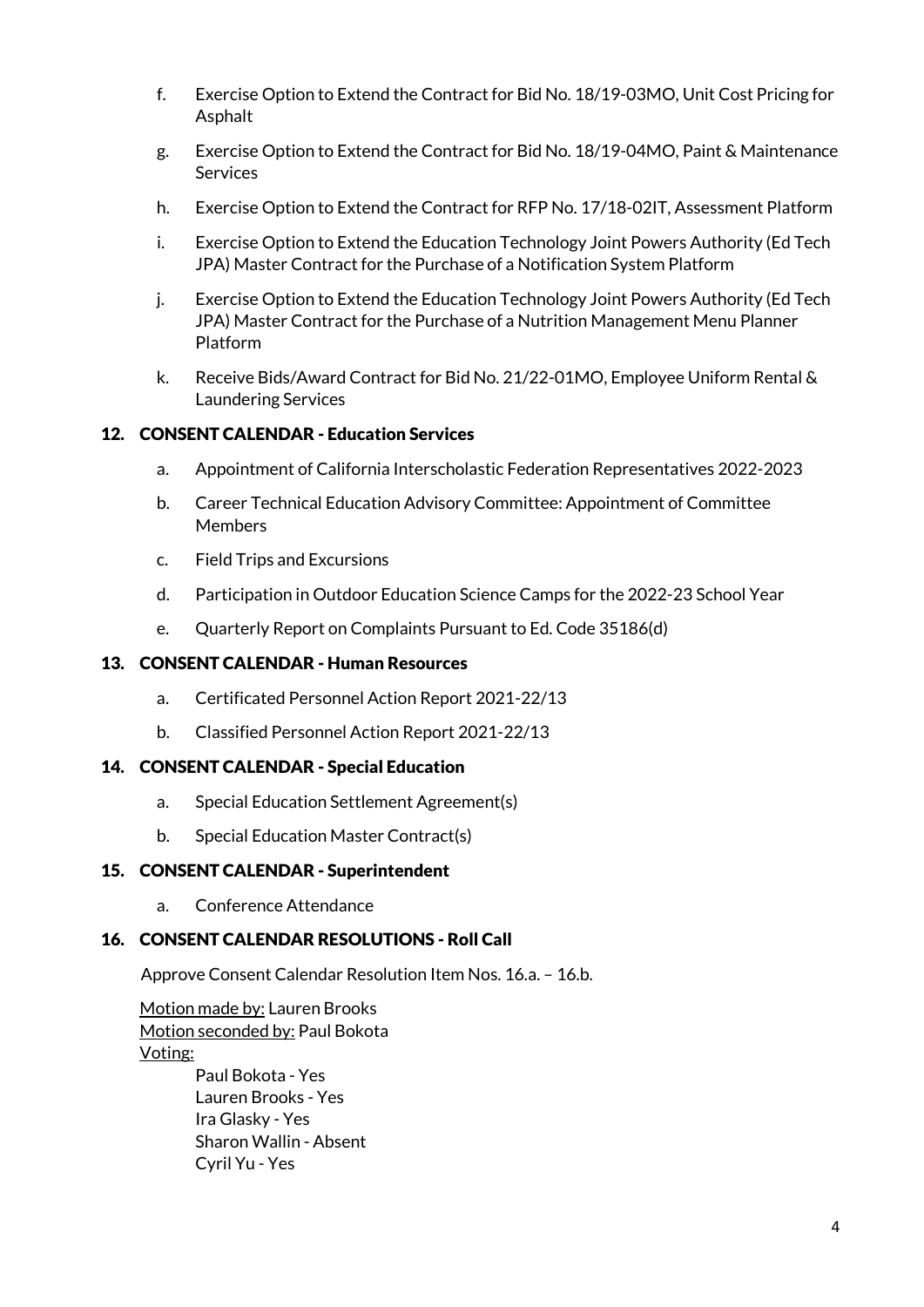f. Exercise Option to Extend the Contract for Bid No. 18/19-03MO, Unit Cost Pricing for Asphalt

g. Exercise Option to Extend the Contract for Bid No. 18/19-04MO, Paint & Maintenance Services

h. Exercise Option to Extend the Contract for RFP No. 17/18-02IT, Assessment Platform

i. Exercise Option to Extend the Education Technology Joint Powers Authority (Ed Tech JPA) Master Contract for the Purchase of a Notification System Platform

j. Exercise Option to Extend the Education Technology Joint Powers Authority (Ed Tech JPA) Master Contract for the Purchase of a Nutrition Management Menu Planner Platform

k. Receive Bids/Award Contract for Bid No. 21/22-01MO, Employee Uniform Rental & Laundering Services

## 12. CONSENT CALENDAR - Education Services

a. Appointment of California Interscholastic Federation Representatives 2022-2023

b. Career Technical Education Advisory Committee: Appointment of Committee Members

c. Field Trips and Excursions

d. Participation in Outdoor Education Science Camps for the 2022-23 School Year

e. Quarterly Report on Complaints Pursuant to Ed. Code 35186(d)

## 13. CONSENT CALENDAR - Human Resources

a. Certificated Personnel Action Report 2021-22/13

b. Classified Personnel Action Report 2021-22/13

## 14. CONSENT CALENDAR - Special Education

a. Special Education Settlement Agreement(s)

b. Special Education Master Contract(s)

## 15. CONSENT CALENDAR - Superintendent

a. Conference Attendance

## 16. CONSENT CALENDAR RESOLUTIONS - Roll Call

Approve Consent Calendar Resolution Item Nos. 16.a. – 16.b.

Motion made by: Lauren Brooks
Motion seconded by: Paul Bokota
Voting:

Paul Bokota - Yes
Lauren Brooks - Yes
Ira Glasky - Yes
Sharon Wallin - Absent
Cyril Yu - Yes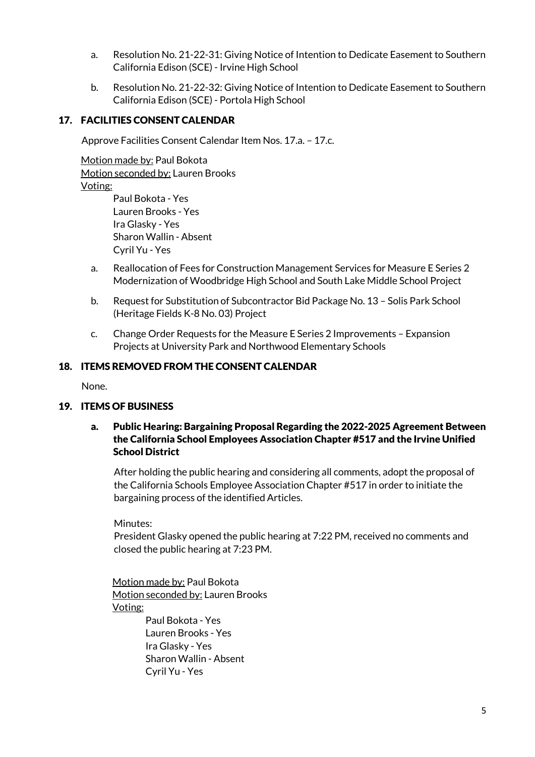a. Resolution No. 21-22-31: Giving Notice of Intention to Dedicate Easement to Southern California Edison (SCE) - Irvine High School

b. Resolution No. 21-22-32: Giving Notice of Intention to Dedicate Easement to Southern California Edison (SCE) - Portola High School

## 17. FACILITIES CONSENT CALENDAR

Approve Facilities Consent Calendar Item Nos. 17.a. – 17.c.

Motion made by: Paul Bokota
Motion seconded by: Lauren Brooks
Voting:

Paul Bokota - Yes
Lauren Brooks - Yes
Ira Glasky - Yes
Sharon Wallin - Absent
Cyril Yu - Yes

a. Reallocation of Fees for Construction Management Services for Measure E Series 2 Modernization of Woodbridge High School and South Lake Middle School Project

b. Request for Substitution of Subcontractor Bid Package No. 13 – Solis Park School (Heritage Fields K-8 No. 03) Project

c. Change Order Requests for the Measure E Series 2 Improvements – Expansion Projects at University Park and Northwood Elementary Schools

## 18. ITEMS REMOVED FROM THE CONSENT CALENDAR

None.

## 19. ITEMS OF BUSINESS

### a. Public Hearing: Bargaining Proposal Regarding the 2022-2025 Agreement Between the California School Employees Association Chapter #517 and the Irvine Unified School District

After holding the public hearing and considering all comments, adopt the proposal of the California Schools Employee Association Chapter #517 in order to initiate the bargaining process of the identified Articles.

Minutes:
President Glasky opened the public hearing at 7:22 PM, received no comments and closed the public hearing at 7:23 PM.

Motion made by: Paul Bokota
Motion seconded by: Lauren Brooks
Voting:

Paul Bokota - Yes
Lauren Brooks - Yes
Ira Glasky - Yes
Sharon Wallin - Absent
Cyril Yu - Yes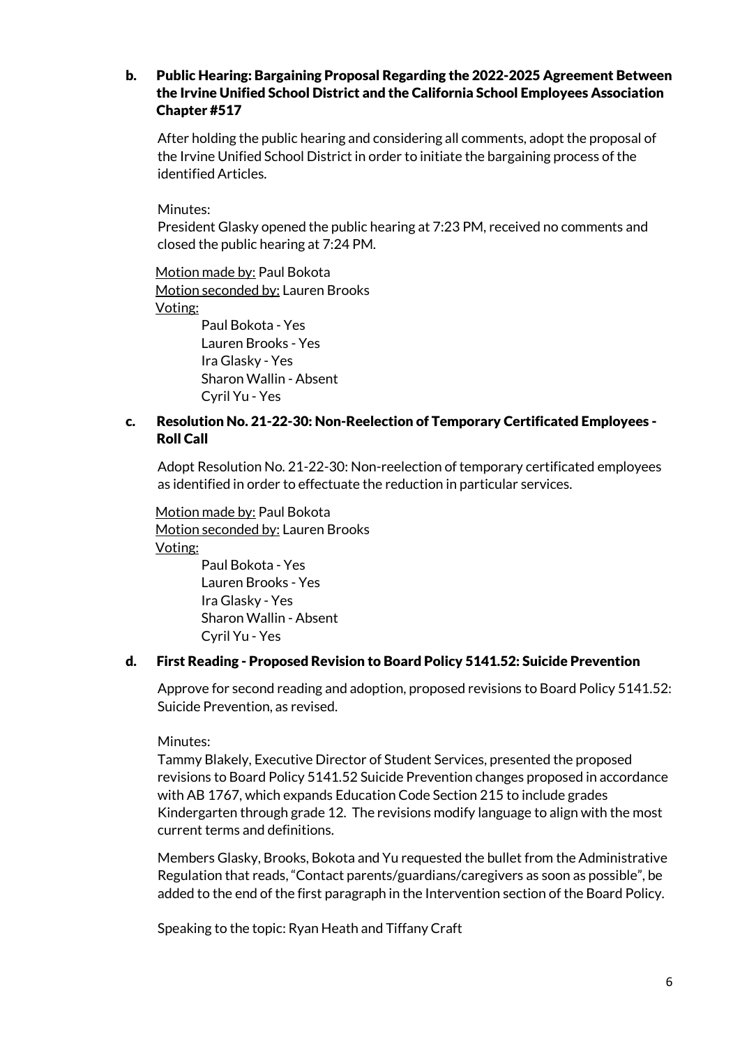### b. Public Hearing: Bargaining Proposal Regarding the 2022-2025 Agreement Between the Irvine Unified School District and the California School Employees Association Chapter #517

After holding the public hearing and considering all comments, adopt the proposal of the Irvine Unified School District in order to initiate the bargaining process of the identified Articles.

Minutes:
President Glasky opened the public hearing at 7:23 PM, received no comments and closed the public hearing at 7:24 PM.

Motion made by: Paul Bokota
Motion seconded by: Lauren Brooks
Voting:

- Paul Bokota - Yes
- Lauren Brooks - Yes
- Ira Glasky - Yes
- Sharon Wallin - Absent
- Cyril Yu - Yes

### c. Resolution No. 21-22-30: Non-Reelection of Temporary Certificated Employees - Roll Call

Adopt Resolution No. 21-22-30: Non-reelection of temporary certificated employees as identified in order to effectuate the reduction in particular services.

Motion made by: Paul Bokota
Motion seconded by: Lauren Brooks
Voting:

- Paul Bokota - Yes
- Lauren Brooks - Yes
- Ira Glasky - Yes
- Sharon Wallin - Absent
- Cyril Yu - Yes

### d. First Reading - Proposed Revision to Board Policy 5141.52: Suicide Prevention

Approve for second reading and adoption, proposed revisions to Board Policy 5141.52: Suicide Prevention, as revised.

Minutes:
Tammy Blakely, Executive Director of Student Services, presented the proposed revisions to Board Policy 5141.52 Suicide Prevention changes proposed in accordance with AB 1767, which expands Education Code Section 215 to include grades Kindergarten through grade 12. The revisions modify language to align with the most current terms and definitions.

Members Glasky, Brooks, Bokota and Yu requested the bullet from the Administrative Regulation that reads, "Contact parents/guardians/caregivers as soon as possible", be added to the end of the first paragraph in the Intervention section of the Board Policy.

Speaking to the topic: Ryan Heath and Tiffany Craft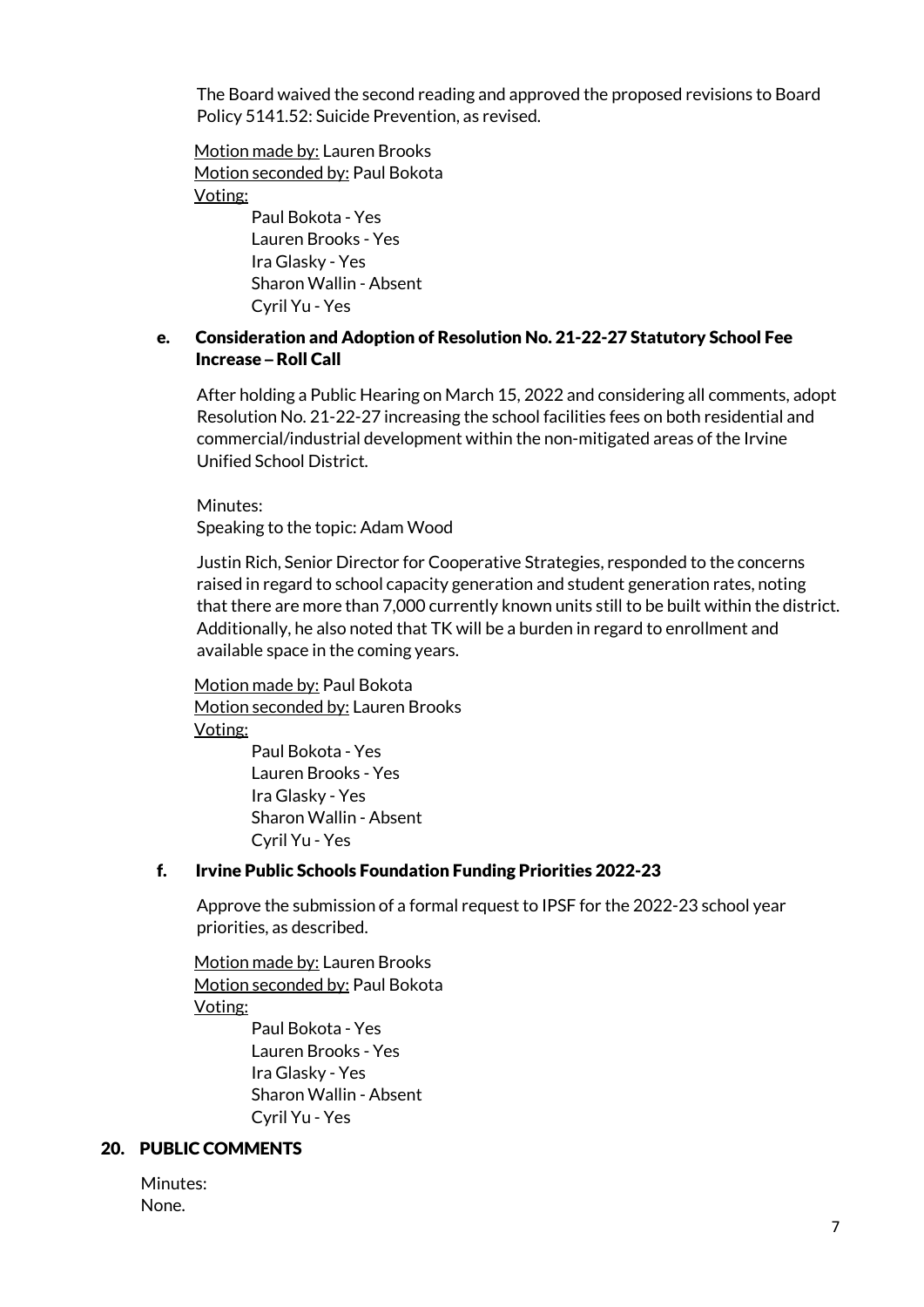The Board waived the second reading and approved the proposed revisions to Board Policy 5141.52: Suicide Prevention, as revised.

Motion made by: Lauren Brooks
Motion seconded by: Paul Bokota
Voting:

- Paul Bokota - Yes
- Lauren Brooks - Yes
- Ira Glasky - Yes
- Sharon Wallin - Absent
- Cyril Yu - Yes

### e. Consideration and Adoption of Resolution No. 21-22-27 Statutory School Fee Increase – Roll Call

After holding a Public Hearing on March 15, 2022 and considering all comments, adopt Resolution No. 21-22-27 increasing the school facilities fees on both residential and commercial/industrial development within the non-mitigated areas of the Irvine Unified School District.

Minutes:
Speaking to the topic: Adam Wood

Justin Rich, Senior Director for Cooperative Strategies, responded to the concerns raised in regard to school capacity generation and student generation rates, noting that there are more than 7,000 currently known units still to be built within the district. Additionally, he also noted that TK will be a burden in regard to enrollment and available space in the coming years.

Motion made by: Paul Bokota
Motion seconded by: Lauren Brooks
Voting:

- Paul Bokota - Yes
- Lauren Brooks - Yes
- Ira Glasky - Yes
- Sharon Wallin - Absent
- Cyril Yu - Yes

### f. Irvine Public Schools Foundation Funding Priorities 2022-23

Approve the submission of a formal request to IPSF for the 2022-23 school year priorities, as described.

Motion made by: Lauren Brooks
Motion seconded by: Paul Bokota
Voting:

- Paul Bokota - Yes
- Lauren Brooks - Yes
- Ira Glasky - Yes
- Sharon Wallin - Absent
- Cyril Yu - Yes

## 20. PUBLIC COMMENTS

Minutes:
None.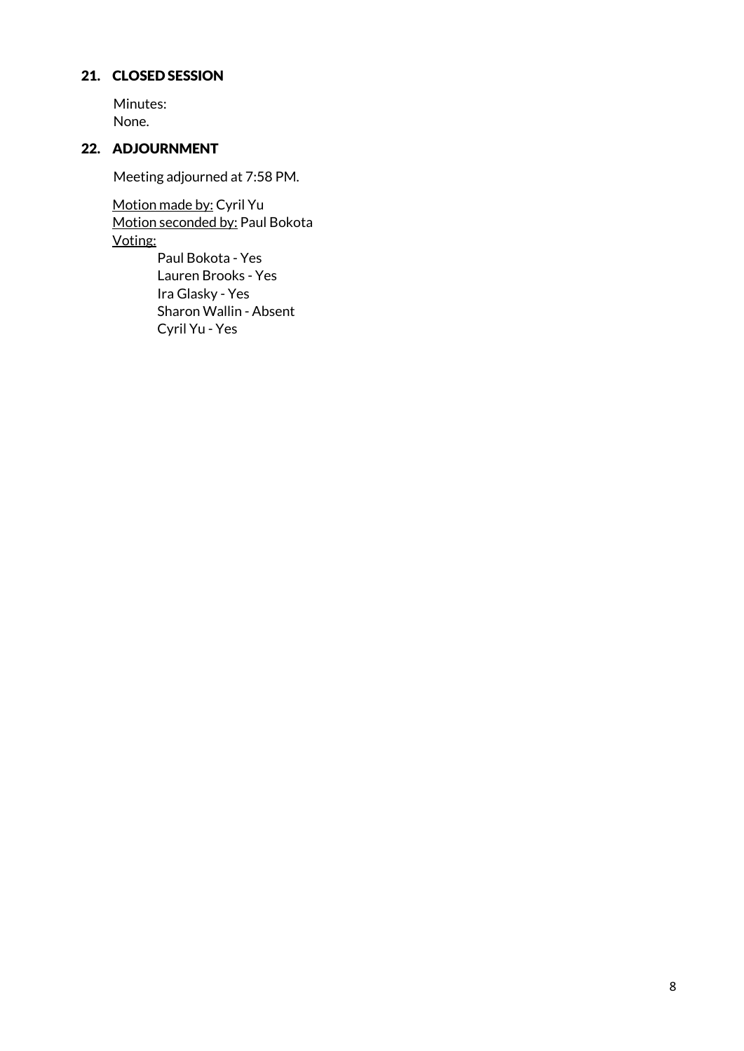## 21. CLOSED SESSION

Minutes:
None.

## 22. ADJOURNMENT

Meeting adjourned at 7:58 PM.

Motion made by: Cyril Yu
Motion seconded by: Paul Bokota
Voting:

- Paul Bokota - Yes
- Lauren Brooks - Yes
- Ira Glasky - Yes
- Sharon Wallin - Absent
- Cyril Yu - Yes